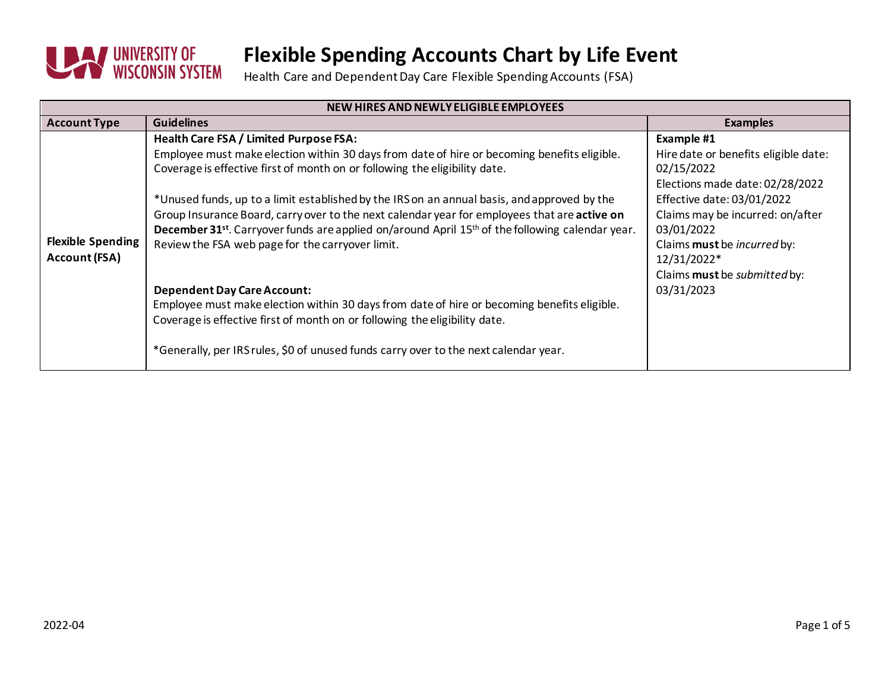# Flexible Spending Accounts Chart by Life Event

Health Care and Dependent Day Care Flexible Spending Accounts (FSA)

| NEW HIRES AND NEWLY ELIGIBLE EMPLOYEES | | |
|---|---|---|
| **Account Type** | **Guidelines** | **Examples** |
| **Flexible Spending Account (FSA)** | **Health Care FSA / Limited Purpose FSA:**<br>Employee must make election within 30 days from date of hire or becoming benefits eligible. Coverage is effective first of month on or following the eligibility date.<br><br>*Unused funds, up to a limit established by the IRS on an annual basis, and approved by the Group Insurance Board, carry over to the next calendar year for employees that are **active on December 31st**. Carryover funds are applied on/around April 15th of the following calendar year. Review the FSA web page for the carryover limit.<br><br>**Dependent Day Care Account:**<br>Employee must make election within 30 days from date of hire or becoming benefits eligible. Coverage is effective first of month on or following the eligibility date.<br><br>*Generally, per IRS rules, $0 of unused funds carry over to the next calendar year. | **Example #1**<br>Hire date or benefits eligible date: 02/15/2022<br>Elections made date: 02/28/2022<br>Effective date: 03/01/2022<br>Claims may be incurred: on/after 03/01/2022<br>Claims **must** be *incurred* by: 12/31/2022*<br>Claims **must** be *submitted* by: 03/31/2023 |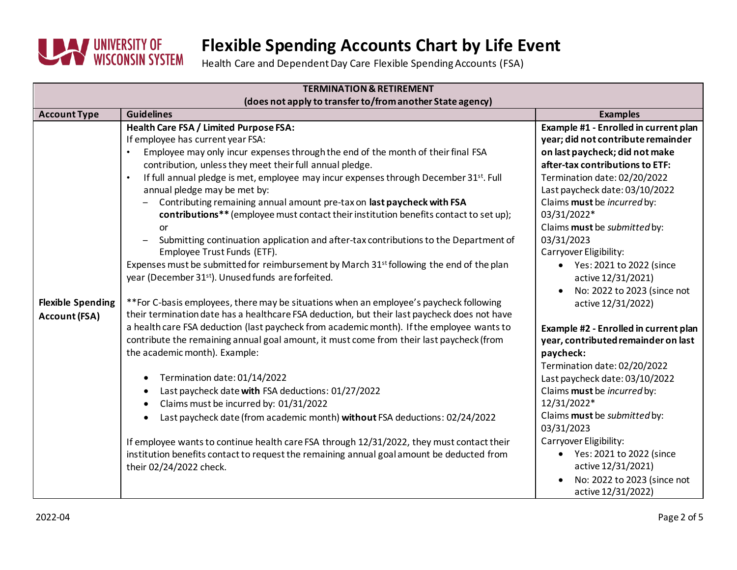# Flexible Spending Accounts Chart by Life Event

Health Care and Dependent Day Care Flexible Spending Accounts (FSA)

| TERMINATION & RETIREMENT (does not apply to transfer to/from another State agency) | | |
|---|---|---|
| **Account Type** | **Guidelines** | **Examples** |
| **Flexible Spending Account (FSA)** | **Health Care FSA / Limited Purpose FSA:**<br>If employee has current year FSA:<br>• Employee may only incur expenses through the end of the month of their final FSA contribution, unless they meet their full annual pledge.<br>• If full annual pledge is met, employee may incur expenses through December 31st. Full annual pledge may be met by:<br>  – Contributing remaining annual amount pre-tax on **last paycheck with FSA contributions**** (employee must contact their institution benefits contact to set up); or<br>  – Submitting continuation application and after-tax contributions to the Department of Employee Trust Funds (ETF).<br>Expenses must be submitted for reimbursement by March 31st following the end of the plan year (December 31st). Unused funds are forfeited.<br><br>**For C-basis employees, there may be situations when an employee's paycheck following their termination date has a healthcare FSA deduction, but their last paycheck does not have a health care FSA deduction (last paycheck from academic month). If the employee wants to contribute the remaining annual goal amount, it must come from their last paycheck (from the academic month). Example:<br>• Termination date: 01/14/2022<br>• Last paycheck date **with** FSA deductions: 01/27/2022<br>• Claims must be incurred by: 01/31/2022<br>• Last paycheck date (from academic month) **without** FSA deductions: 02/24/2022<br><br>If employee wants to continue health care FSA through 12/31/2022, they must contact their institution benefits contact to request the remaining annual goal amount be deducted from their 02/24/2022 check. | **Example #1 - Enrolled in current plan year; did not contribute remainder on last paycheck; did not make after-tax contributions to ETF:**<br>Termination date: 02/20/2022<br>Last paycheck date: 03/10/2022<br>Claims **must** be *incurred* by: 03/31/2022*<br>Claims **must** be *submitted* by: 03/31/2023<br>Carryover Eligibility:<br>• Yes: 2021 to 2022 (since active 12/31/2021)<br>• No: 2022 to 2023 (since not active 12/31/2022)<br><br>**Example #2 - Enrolled in current plan year, contributed remainder on last paycheck:**<br>Termination date: 02/20/2022<br>Last paycheck date: 03/10/2022<br>Claims **must** be *incurred* by: 12/31/2022*<br>Claims **must** be *submitted* by: 03/31/2023<br>Carryover Eligibility:<br>• Yes: 2021 to 2022 (since active 12/31/2021)<br>• No: 2022 to 2023 (since not active 12/31/2022) |

2022-04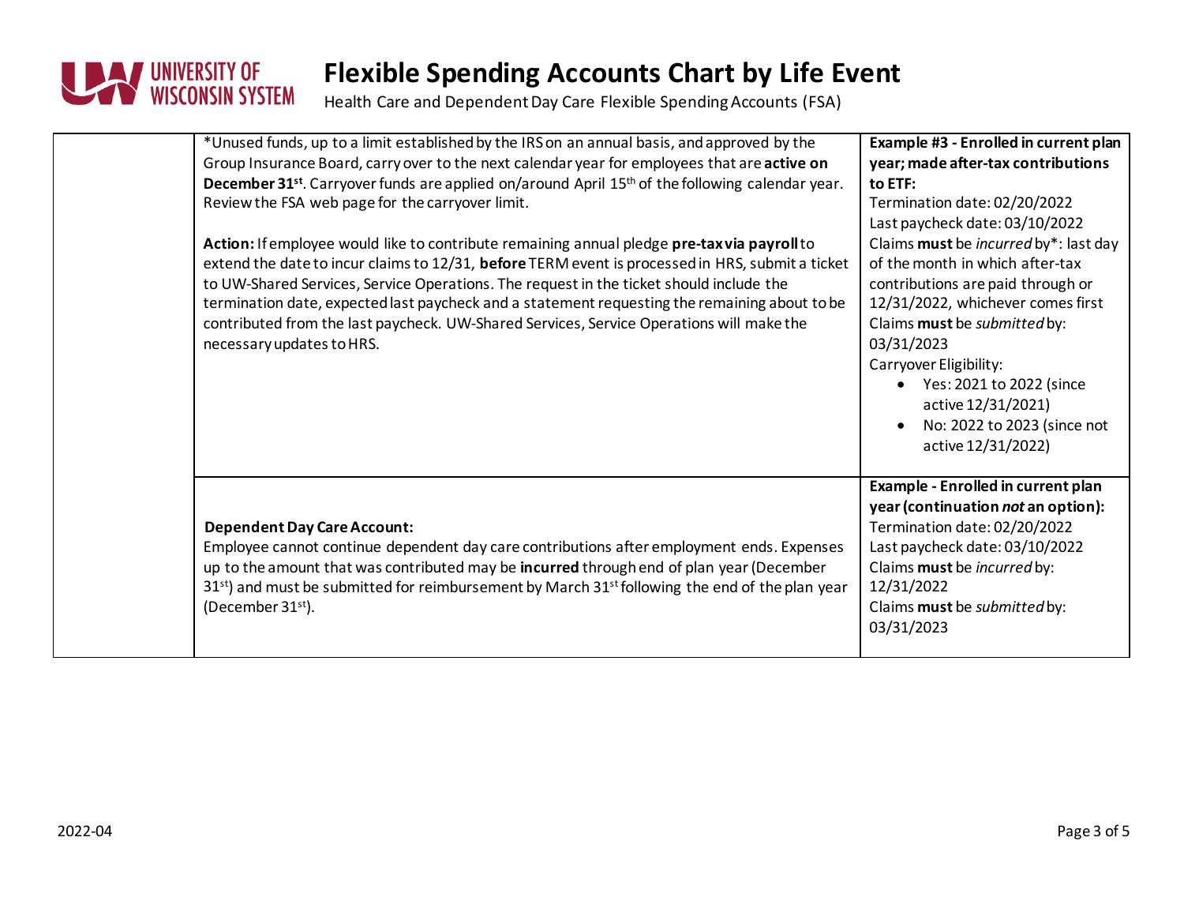# Flexible Spending Accounts Chart by Life Event

Health Care and Dependent Day Care Flexible Spending Accounts (FSA)

| | | |
|---|---|---|
| | *Unused funds, up to a limit established by the IRS on an annual basis, and approved by the Group Insurance Board, carry over to the next calendar year for employees that are **active on December 31st**. Carryover funds are applied on/around April 15th of the following calendar year. Review the FSA web page for the carryover limit.<br><br>**Action:** If employee would like to contribute remaining annual pledge **pre-tax via payroll** to extend the date to incur claims to 12/31, **before** TERM event is processed in HRS, submit a ticket to UW-Shared Services, Service Operations. The request in the ticket should include the termination date, expected last paycheck and a statement requesting the remaining about to be contributed from the last paycheck. UW-Shared Services, Service Operations will make the necessary updates to HRS. | **Example #3 - Enrolled in current plan year; made after-tax contributions to ETF:**<br>Termination date: 02/20/2022<br>Last paycheck date: 03/10/2022<br>Claims **must** be *incurred* by*: last day of the month in which after-tax contributions are paid through or 12/31/2022, whichever comes first<br>Claims **must** be *submitted* by: 03/31/2023<br>Carryover Eligibility:<br>• Yes: 2021 to 2022 (since active 12/31/2021)<br>• No: 2022 to 2023 (since not active 12/31/2022) |
| | **Dependent Day Care Account:**<br>Employee cannot continue dependent day care contributions after employment ends. Expenses up to the amount that was contributed may be **incurred** through end of plan year (December 31st) and must be submitted for reimbursement by March 31st following the end of the plan year (December 31st). | **Example - Enrolled in current plan year (continuation *not* an option):**<br>Termination date: 02/20/2022<br>Last paycheck date: 03/10/2022<br>Claims **must** be *incurred* by: 12/31/2022<br>Claims **must** be *submitted* by: 03/31/2023 |

2022-04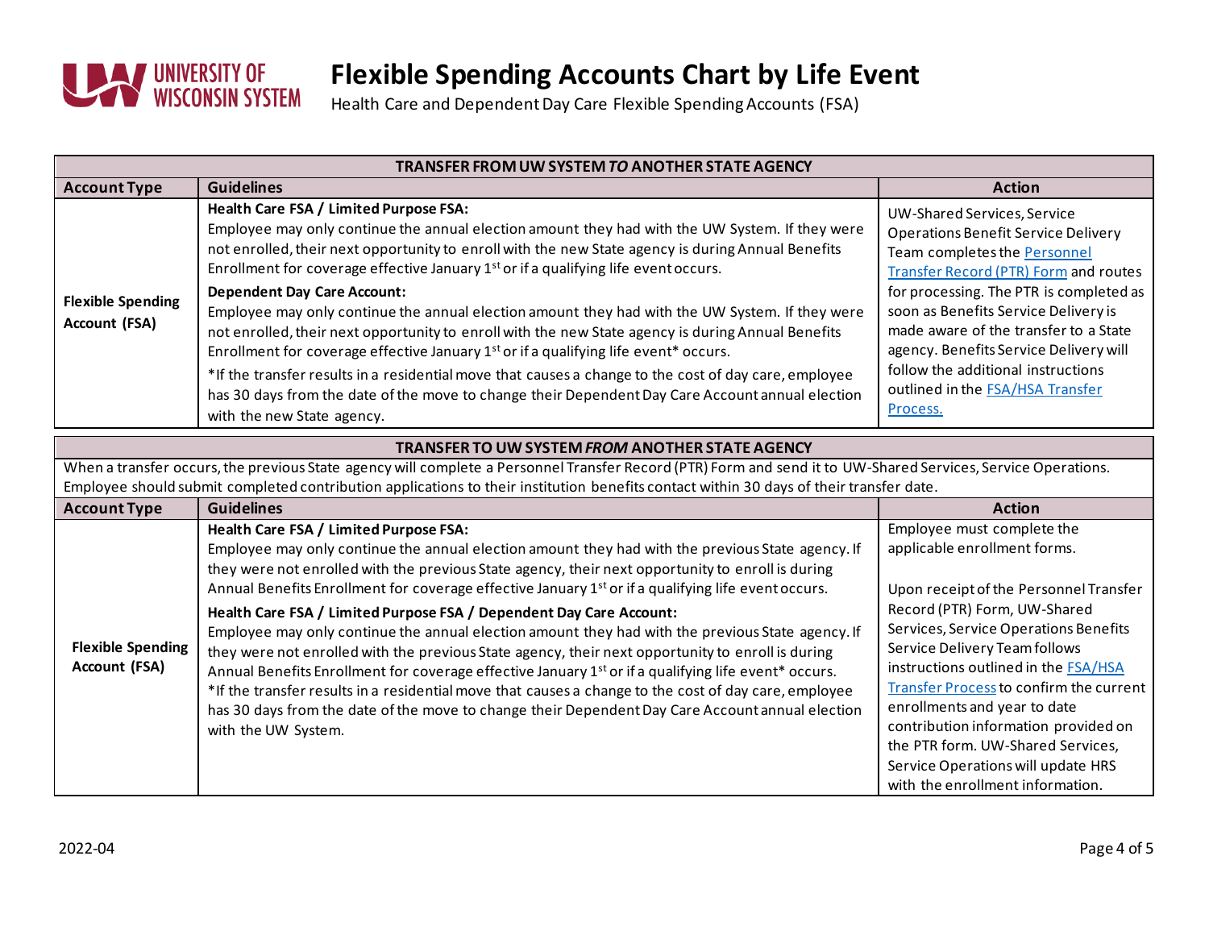# Flexible Spending Accounts Chart by Life Event

Health Care and Dependent Day Care Flexible Spending Accounts (FSA)

| TRANSFER FROM UW SYSTEM *TO* ANOTHER STATE AGENCY | | |
|---|---|---|
| **Account Type** | **Guidelines** | **Action** |
| **Flexible Spending Account (FSA)** | **Health Care FSA / Limited Purpose FSA:** Employee may only continue the annual election amount they had with the UW System. If they were not enrolled, their next opportunity to enroll with the new State agency is during Annual Benefits Enrollment for coverage effective January 1st or if a qualifying life event occurs. **Dependent Day Care Account:** Employee may only continue the annual election amount they had with the UW System. If they were not enrolled, their next opportunity to enroll with the new State agency is during Annual Benefits Enrollment for coverage effective January 1st or if a qualifying life event* occurs. *If the transfer results in a residential move that causes a change to the cost of day care, employee has 30 days from the date of the move to change their Dependent Day Care Account annual election with the new State agency. | UW-Shared Services, Service Operations Benefit Service Delivery Team completes the Personnel Transfer Record (PTR) Form and routes for processing. The PTR is completed as soon as Benefits Service Delivery is made aware of the transfer to a State agency. Benefits Service Delivery will follow the additional instructions outlined in the FSA/HSA Transfer Process. |

**TRANSFER TO UW SYSTEM *FROM* ANOTHER STATE AGENCY**

When a transfer occurs, the previous State agency will complete a Personnel Transfer Record (PTR) Form and send it to UW-Shared Services, Service Operations. Employee should submit completed contribution applications to their institution benefits contact within 30 days of their transfer date.

| **Account Type** | **Guidelines** | **Action** |
|---|---|---|
| **Flexible Spending Account (FSA)** | **Health Care FSA / Limited Purpose FSA:** Employee may only continue the annual election amount they had with the previous State agency. If they were not enrolled with the previous State agency, their next opportunity to enroll is during Annual Benefits Enrollment for coverage effective January 1st or if a qualifying life event occurs. **Health Care FSA / Limited Purpose FSA / Dependent Day Care Account:** Employee may only continue the annual election amount they had with the previous State agency. If they were not enrolled with the previous State agency, their next opportunity to enroll is during Annual Benefits Enrollment for coverage effective January 1st or if a qualifying life event* occurs. *If the transfer results in a residential move that causes a change to the cost of day care, employee has 30 days from the date of the move to change their Dependent Day Care Account annual election with the UW System. | Employee must complete the applicable enrollment forms. Upon receipt of the Personnel Transfer Record (PTR) Form, UW-Shared Services, Service Operations Benefits Service Delivery Team follows instructions outlined in the FSA/HSA Transfer Process to confirm the current enrollments and year to date contribution information provided on the PTR form. UW-Shared Services, Service Operations will update HRS with the enrollment information. |

2022-04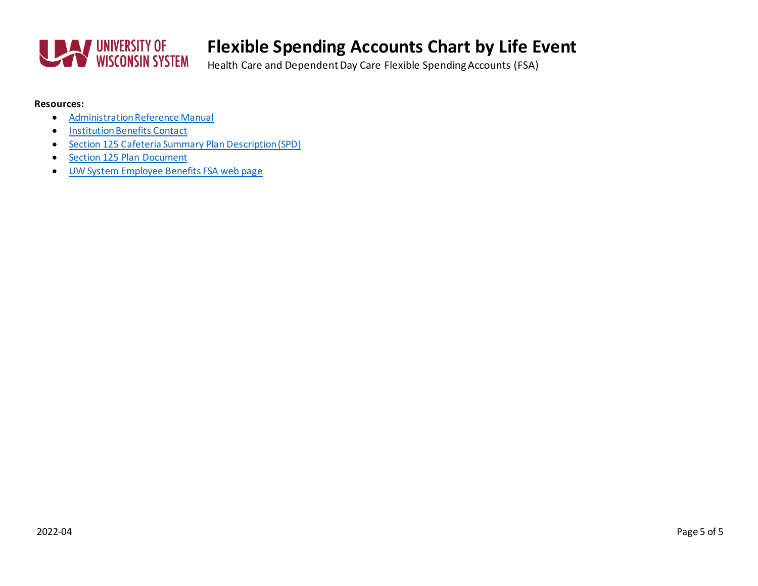**Resources:**

- Administration Reference Manual
- Institution Benefits Contact
- Section 125 Cafeteria Summary Plan Description (SPD)
- Section 125 Plan Document
- UW System Employee Benefits FSA web page